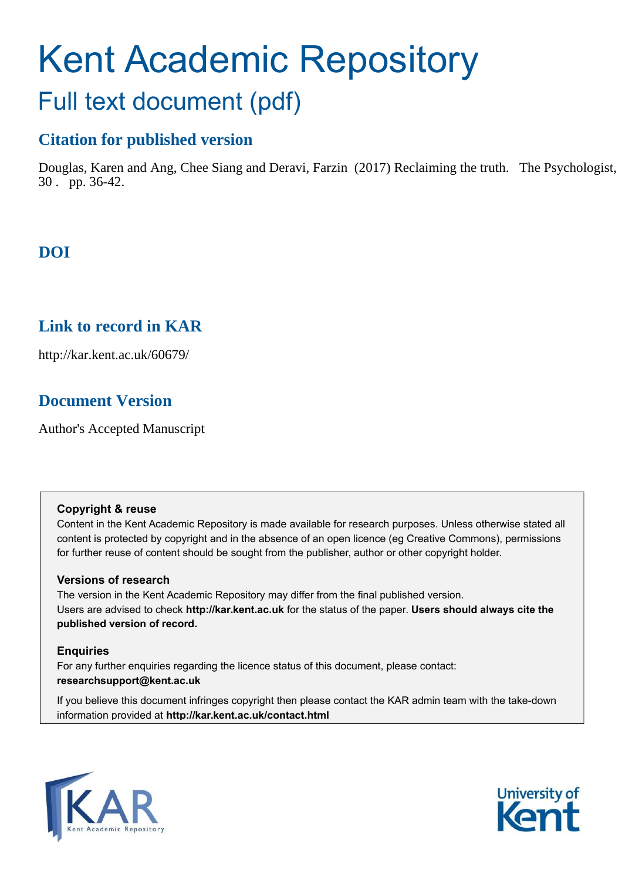# Kent Academic Repository

## Full text document (pdf)

### Citation for published version

Douglas, Karen and Ang, Chee Siang and Deravi, Farzin (2017) Reclaiming the truth. The Psychologist, 30 . pp. 36-42.

### DOI

### Link to record in KAR

http://kar.kent.ac.uk/60679/

### Document Version

Author's Accepted Manuscript

**Copyright & reuse**

Content in the Kent Academic Repository is made available for research purposes. Unless otherwise stated all content is protected by copyright and in the absence of an open licence (eg Creative Commons), permissions for further reuse of content should be sought from the publisher, author or other copyright holder.

**Versions of research**

The version in the Kent Academic Repository may differ from the final published version. Users are advised to check **http://kar.kent.ac.uk** for the status of the paper. **Users should always cite the published version of record.**

**Enquiries**

For any further enquiries regarding the licence status of this document, please contact: **researchsupport@kent.ac.uk**

If you believe this document infringes copyright then please contact the KAR admin team with the take-down information provided at **http://kar.kent.ac.uk/contact.html**

KAR Kent Academic Repository

University of Kent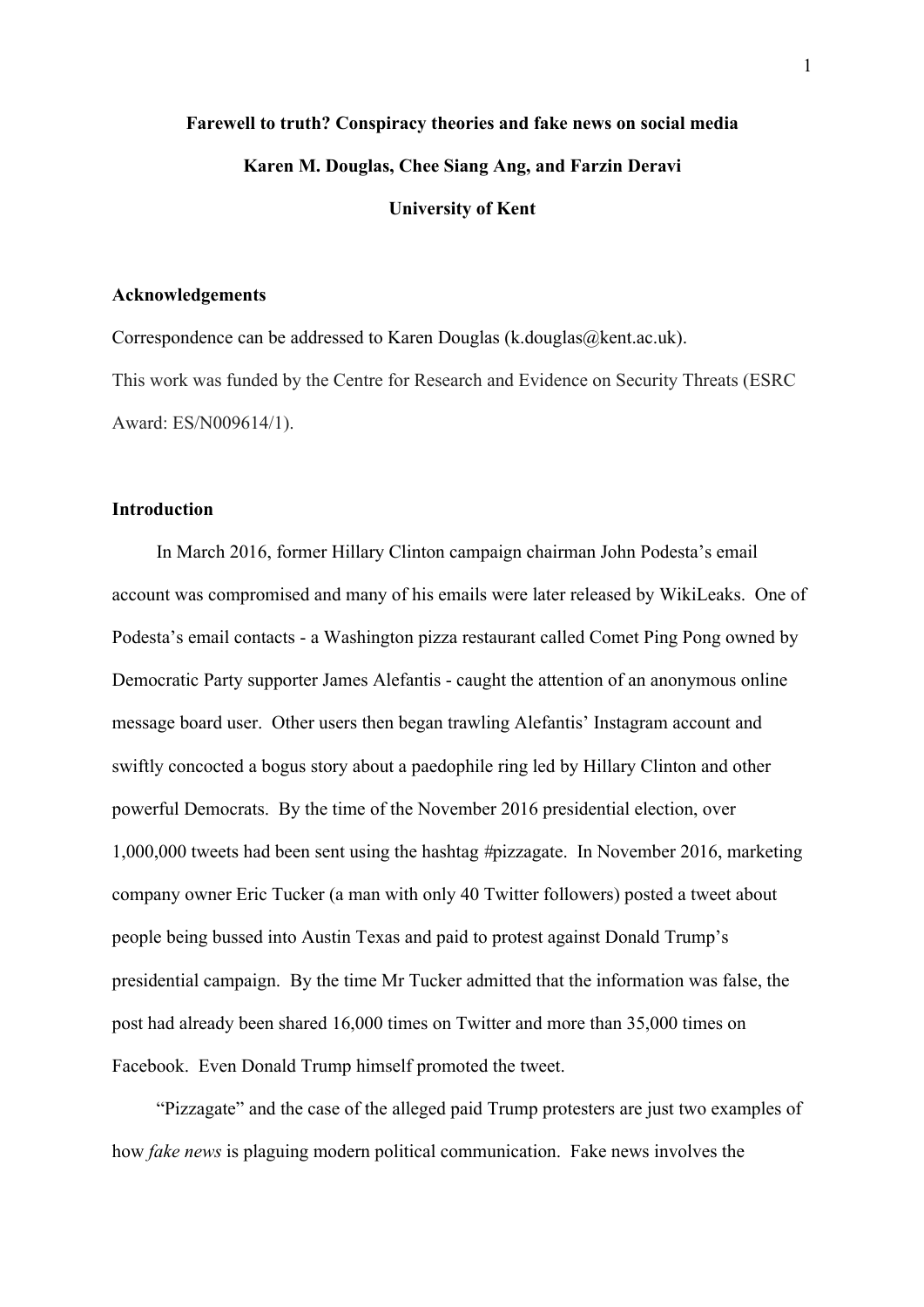**Farewell to truth? Conspiracy theories and fake news on social media**

**Karen M. Douglas, Chee Siang Ang, and Farzin Deravi**

**University of Kent**

**Acknowledgements**

Correspondence can be addressed to Karen Douglas (k.douglas@kent.ac.uk).

This work was funded by the Centre for Research and Evidence on Security Threats (ESRC Award: ES/N009614/1).

**Introduction**

In March 2016, former Hillary Clinton campaign chairman John Podesta's email account was compromised and many of his emails were later released by WikiLeaks. One of Podesta's email contacts - a Washington pizza restaurant called Comet Ping Pong owned by Democratic Party supporter James Alefantis - caught the attention of an anonymous online message board user. Other users then began trawling Alefantis' Instagram account and swiftly concocted a bogus story about a paedophile ring led by Hillary Clinton and other powerful Democrats. By the time of the November 2016 presidential election, over 1,000,000 tweets had been sent using the hashtag #pizzagate. In November 2016, marketing company owner Eric Tucker (a man with only 40 Twitter followers) posted a tweet about people being bussed into Austin Texas and paid to protest against Donald Trump's presidential campaign. By the time Mr Tucker admitted that the information was false, the post had already been shared 16,000 times on Twitter and more than 35,000 times on Facebook. Even Donald Trump himself promoted the tweet.

"Pizzagate" and the case of the alleged paid Trump protesters are just two examples of how *fake news* is plaguing modern political communication. Fake news involves the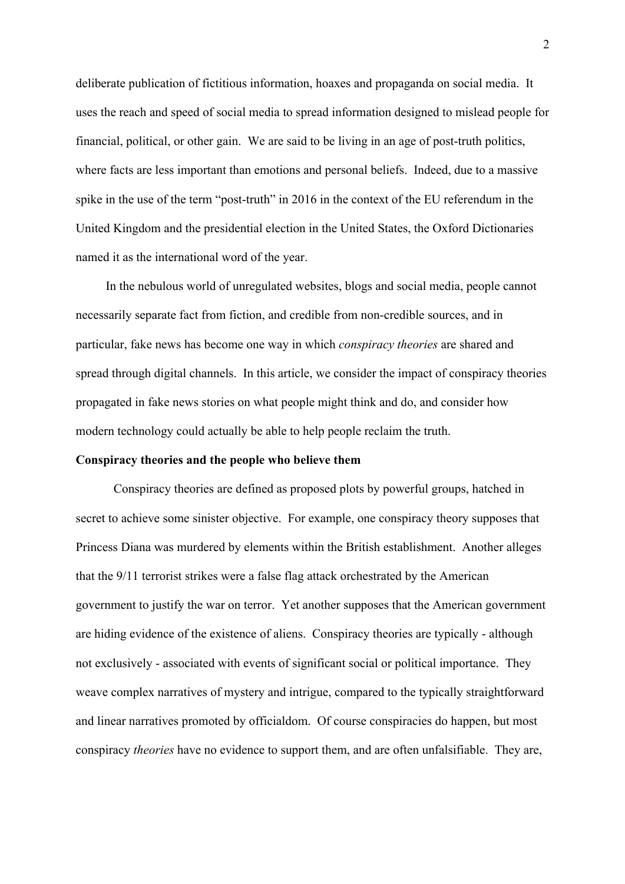deliberate publication of fictitious information, hoaxes and propaganda on social media. It uses the reach and speed of social media to spread information designed to mislead people for financial, political, or other gain. We are said to be living in an age of post-truth politics, where facts are less important than emotions and personal beliefs. Indeed, due to a massive spike in the use of the term "post-truth" in 2016 in the context of the EU referendum in the United Kingdom and the presidential election in the United States, the Oxford Dictionaries named it as the international word of the year.

In the nebulous world of unregulated websites, blogs and social media, people cannot necessarily separate fact from fiction, and credible from non-credible sources, and in particular, fake news has become one way in which *conspiracy theories* are shared and spread through digital channels. In this article, we consider the impact of conspiracy theories propagated in fake news stories on what people might think and do, and consider how modern technology could actually be able to help people reclaim the truth.

**Conspiracy theories and the people who believe them**

Conspiracy theories are defined as proposed plots by powerful groups, hatched in secret to achieve some sinister objective. For example, one conspiracy theory supposes that Princess Diana was murdered by elements within the British establishment. Another alleges that the 9/11 terrorist strikes were a false flag attack orchestrated by the American government to justify the war on terror. Yet another supposes that the American government are hiding evidence of the existence of aliens. Conspiracy theories are typically - although not exclusively - associated with events of significant social or political importance. They weave complex narratives of mystery and intrigue, compared to the typically straightforward and linear narratives promoted by officialdom. Of course conspiracies do happen, but most conspiracy *theories* have no evidence to support them, and are often unfalsifiable. They are,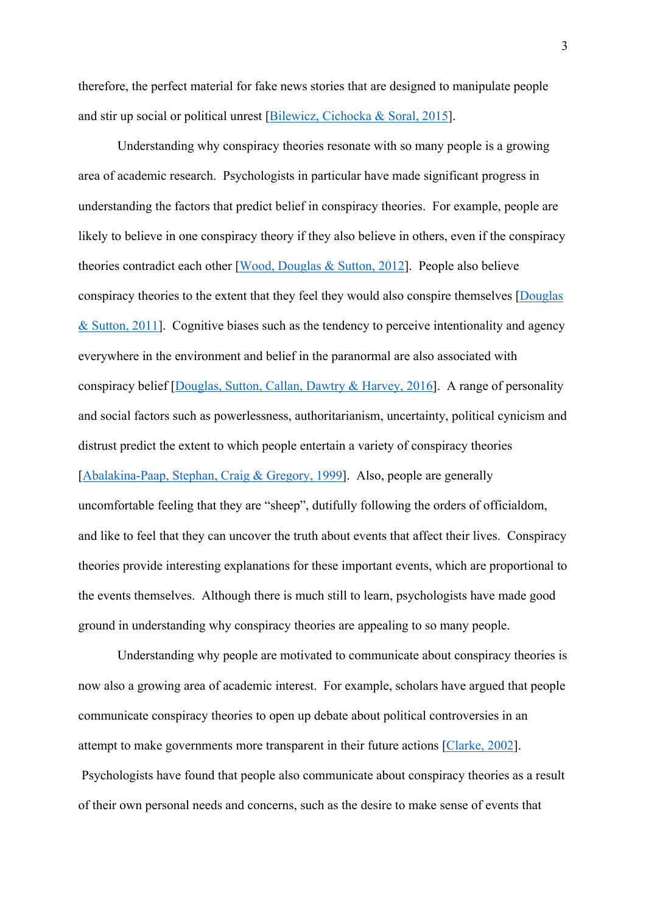therefore, the perfect material for fake news stories that are designed to manipulate people and stir up social or political unrest [Bilewicz, Cichocka & Soral, 2015].

Understanding why conspiracy theories resonate with so many people is a growing area of academic research. Psychologists in particular have made significant progress in understanding the factors that predict belief in conspiracy theories. For example, people are likely to believe in one conspiracy theory if they also believe in others, even if the conspiracy theories contradict each other [Wood, Douglas & Sutton, 2012]. People also believe conspiracy theories to the extent that they feel they would also conspire themselves [Douglas & Sutton, 2011]. Cognitive biases such as the tendency to perceive intentionality and agency everywhere in the environment and belief in the paranormal are also associated with conspiracy belief [Douglas, Sutton, Callan, Dawtry & Harvey, 2016]. A range of personality and social factors such as powerlessness, authoritarianism, uncertainty, political cynicism and distrust predict the extent to which people entertain a variety of conspiracy theories [Abalakina-Paap, Stephan, Craig & Gregory, 1999]. Also, people are generally uncomfortable feeling that they are "sheep", dutifully following the orders of officialdom, and like to feel that they can uncover the truth about events that affect their lives. Conspiracy theories provide interesting explanations for these important events, which are proportional to the events themselves. Although there is much still to learn, psychologists have made good ground in understanding why conspiracy theories are appealing to so many people.

Understanding why people are motivated to communicate about conspiracy theories is now also a growing area of academic interest. For example, scholars have argued that people communicate conspiracy theories to open up debate about political controversies in an attempt to make governments more transparent in their future actions [Clarke, 2002]. Psychologists have found that people also communicate about conspiracy theories as a result of their own personal needs and concerns, such as the desire to make sense of events that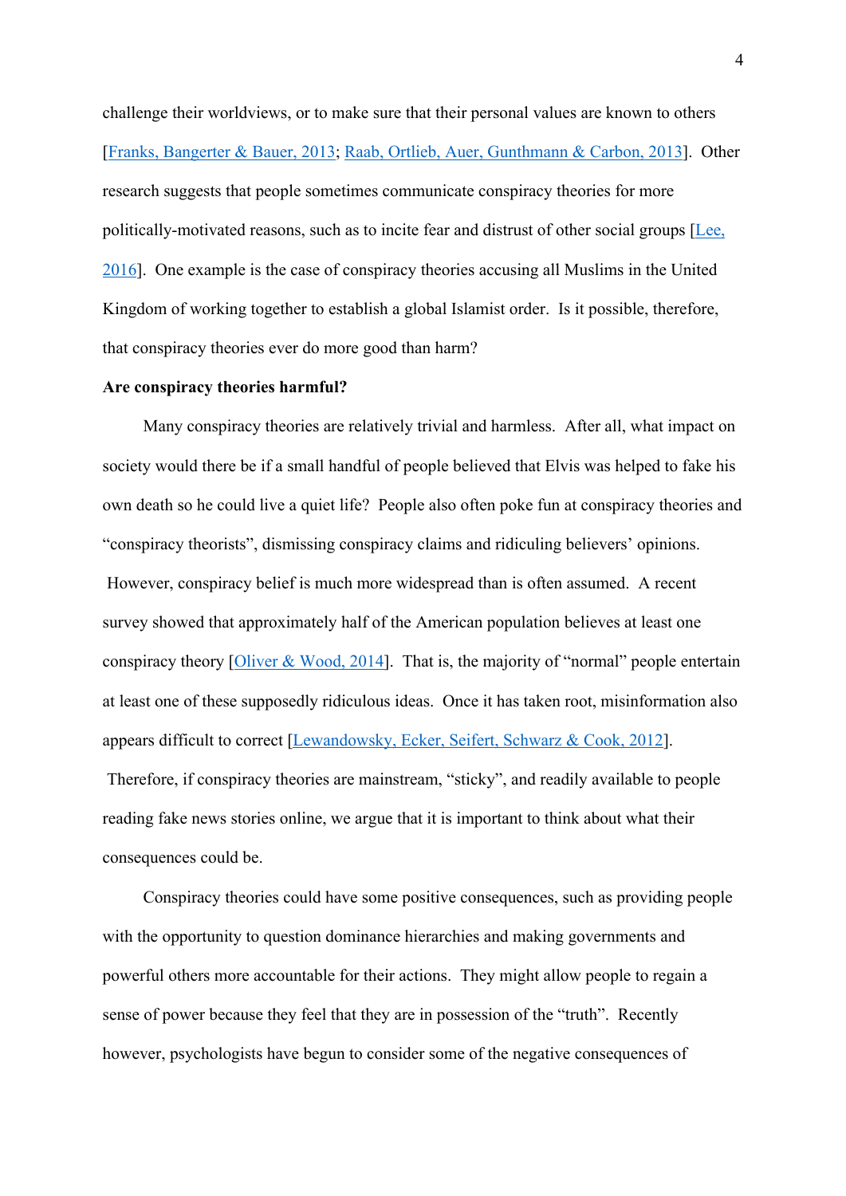challenge their worldviews, or to make sure that their personal values are known to others [Franks, Bangerter & Bauer, 2013; Raab, Ortlieb, Auer, Gunthmann & Carbon, 2013]. Other research suggests that people sometimes communicate conspiracy theories for more politically-motivated reasons, such as to incite fear and distrust of other social groups [Lee, 2016]. One example is the case of conspiracy theories accusing all Muslims in the United Kingdom of working together to establish a global Islamist order. Is it possible, therefore, that conspiracy theories ever do more good than harm?

**Are conspiracy theories harmful?**

Many conspiracy theories are relatively trivial and harmless. After all, what impact on society would there be if a small handful of people believed that Elvis was helped to fake his own death so he could live a quiet life? People also often poke fun at conspiracy theories and "conspiracy theorists", dismissing conspiracy claims and ridiculing believers' opinions. However, conspiracy belief is much more widespread than is often assumed. A recent survey showed that approximately half of the American population believes at least one conspiracy theory [Oliver & Wood, 2014]. That is, the majority of "normal" people entertain at least one of these supposedly ridiculous ideas. Once it has taken root, misinformation also appears difficult to correct [Lewandowsky, Ecker, Seifert, Schwarz & Cook, 2012]. Therefore, if conspiracy theories are mainstream, "sticky", and readily available to people reading fake news stories online, we argue that it is important to think about what their consequences could be.

Conspiracy theories could have some positive consequences, such as providing people with the opportunity to question dominance hierarchies and making governments and powerful others more accountable for their actions. They might allow people to regain a sense of power because they feel that they are in possession of the "truth". Recently however, psychologists have begun to consider some of the negative consequences of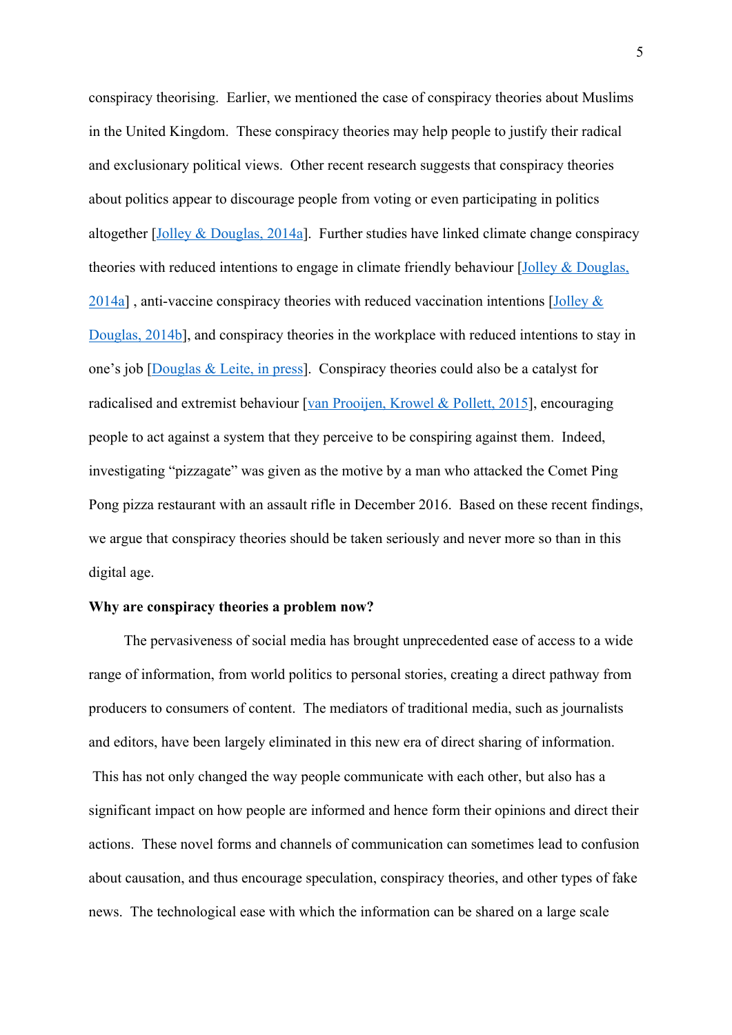conspiracy theorising. Earlier, we mentioned the case of conspiracy theories about Muslims in the United Kingdom. These conspiracy theories may help people to justify their radical and exclusionary political views. Other recent research suggests that conspiracy theories about politics appear to discourage people from voting or even participating in politics altogether [Jolley & Douglas, 2014a]. Further studies have linked climate change conspiracy theories with reduced intentions to engage in climate friendly behaviour [Jolley & Douglas, 2014a] , anti-vaccine conspiracy theories with reduced vaccination intentions [Jolley & Douglas, 2014b], and conspiracy theories in the workplace with reduced intentions to stay in one's job [Douglas & Leite, in press]. Conspiracy theories could also be a catalyst for radicalised and extremist behaviour [van Prooijen, Krowel & Pollett, 2015], encouraging people to act against a system that they perceive to be conspiring against them. Indeed, investigating "pizzagate" was given as the motive by a man who attacked the Comet Ping Pong pizza restaurant with an assault rifle in December 2016. Based on these recent findings, we argue that conspiracy theories should be taken seriously and never more so than in this digital age.

**Why are conspiracy theories a problem now?**

The pervasiveness of social media has brought unprecedented ease of access to a wide range of information, from world politics to personal stories, creating a direct pathway from producers to consumers of content. The mediators of traditional media, such as journalists and editors, have been largely eliminated in this new era of direct sharing of information. This has not only changed the way people communicate with each other, but also has a significant impact on how people are informed and hence form their opinions and direct their actions. These novel forms and channels of communication can sometimes lead to confusion about causation, and thus encourage speculation, conspiracy theories, and other types of fake news. The technological ease with which the information can be shared on a large scale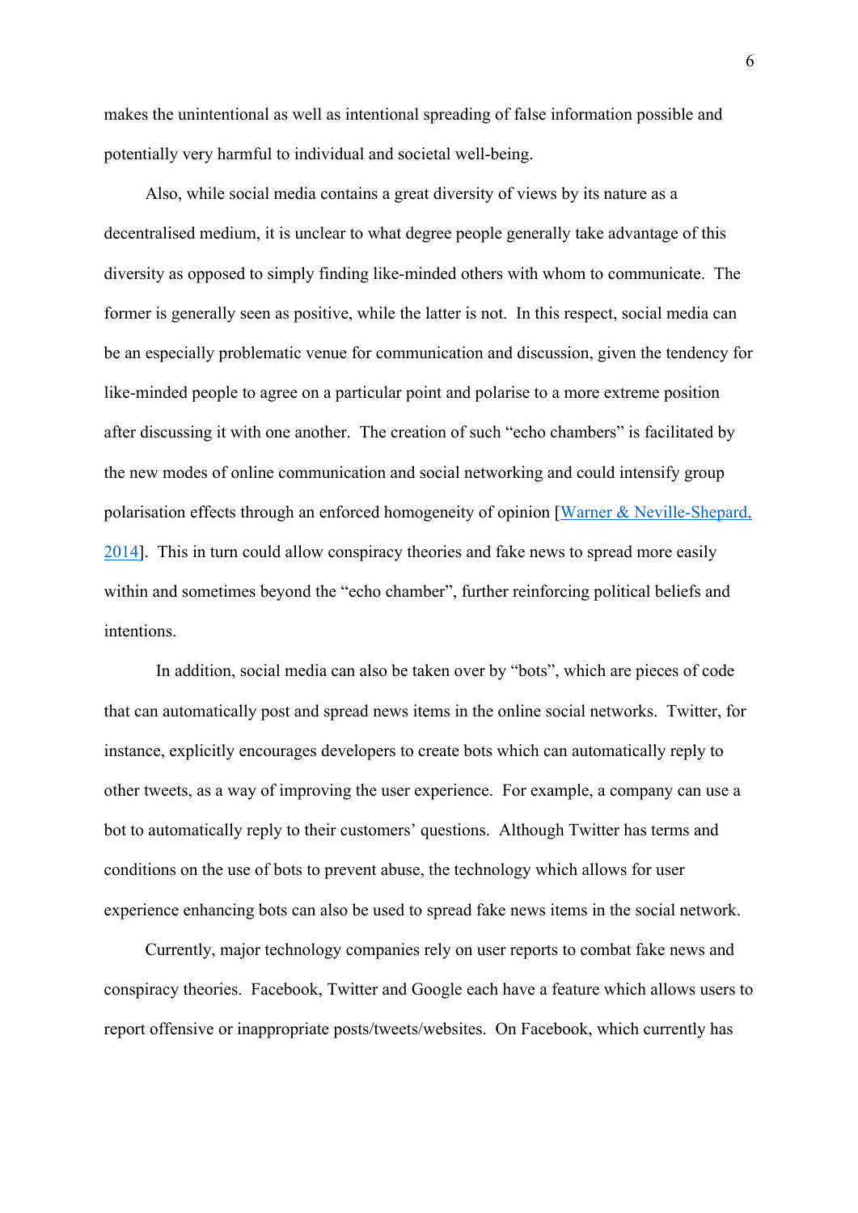makes the unintentional as well as intentional spreading of false information possible and potentially very harmful to individual and societal well-being.

Also, while social media contains a great diversity of views by its nature as a decentralised medium, it is unclear to what degree people generally take advantage of this diversity as opposed to simply finding like-minded others with whom to communicate. The former is generally seen as positive, while the latter is not. In this respect, social media can be an especially problematic venue for communication and discussion, given the tendency for like-minded people to agree on a particular point and polarise to a more extreme position after discussing it with one another. The creation of such "echo chambers" is facilitated by the new modes of online communication and social networking and could intensify group polarisation effects through an enforced homogeneity of opinion [Warner & Neville-Shepard, 2014]. This in turn could allow conspiracy theories and fake news to spread more easily within and sometimes beyond the "echo chamber", further reinforcing political beliefs and intentions.

In addition, social media can also be taken over by "bots", which are pieces of code that can automatically post and spread news items in the online social networks. Twitter, for instance, explicitly encourages developers to create bots which can automatically reply to other tweets, as a way of improving the user experience. For example, a company can use a bot to automatically reply to their customers' questions. Although Twitter has terms and conditions on the use of bots to prevent abuse, the technology which allows for user experience enhancing bots can also be used to spread fake news items in the social network.

Currently, major technology companies rely on user reports to combat fake news and conspiracy theories. Facebook, Twitter and Google each have a feature which allows users to report offensive or inappropriate posts/tweets/websites. On Facebook, which currently has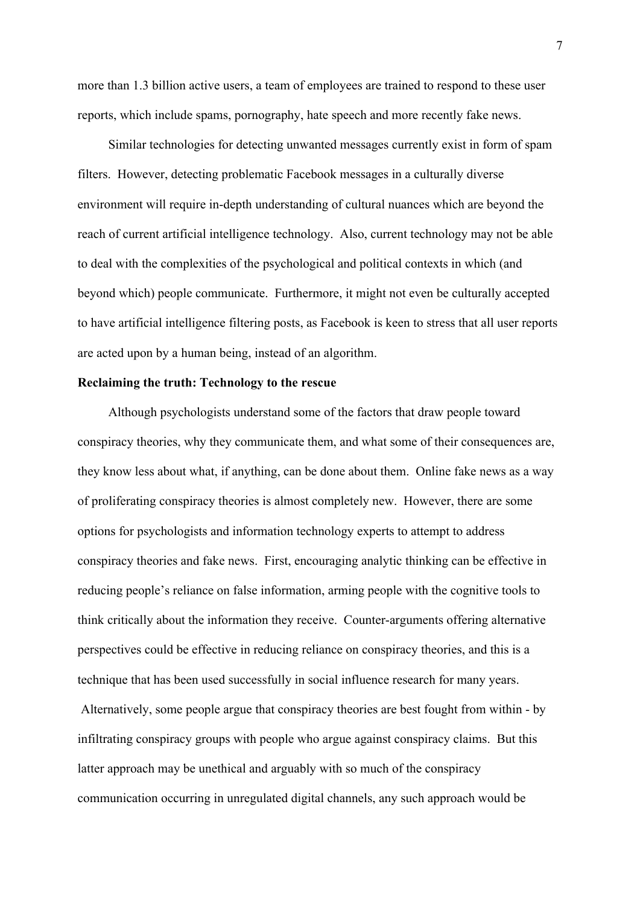more than 1.3 billion active users, a team of employees are trained to respond to these user reports, which include spams, pornography, hate speech and more recently fake news.

Similar technologies for detecting unwanted messages currently exist in form of spam filters. However, detecting problematic Facebook messages in a culturally diverse environment will require in-depth understanding of cultural nuances which are beyond the reach of current artificial intelligence technology. Also, current technology may not be able to deal with the complexities of the psychological and political contexts in which (and beyond which) people communicate. Furthermore, it might not even be culturally accepted to have artificial intelligence filtering posts, as Facebook is keen to stress that all user reports are acted upon by a human being, instead of an algorithm.

**Reclaiming the truth: Technology to the rescue**

Although psychologists understand some of the factors that draw people toward conspiracy theories, why they communicate them, and what some of their consequences are, they know less about what, if anything, can be done about them. Online fake news as a way of proliferating conspiracy theories is almost completely new. However, there are some options for psychologists and information technology experts to attempt to address conspiracy theories and fake news. First, encouraging analytic thinking can be effective in reducing people's reliance on false information, arming people with the cognitive tools to think critically about the information they receive. Counter-arguments offering alternative perspectives could be effective in reducing reliance on conspiracy theories, and this is a technique that has been used successfully in social influence research for many years. Alternatively, some people argue that conspiracy theories are best fought from within - by infiltrating conspiracy groups with people who argue against conspiracy claims. But this latter approach may be unethical and arguably with so much of the conspiracy communication occurring in unregulated digital channels, any such approach would be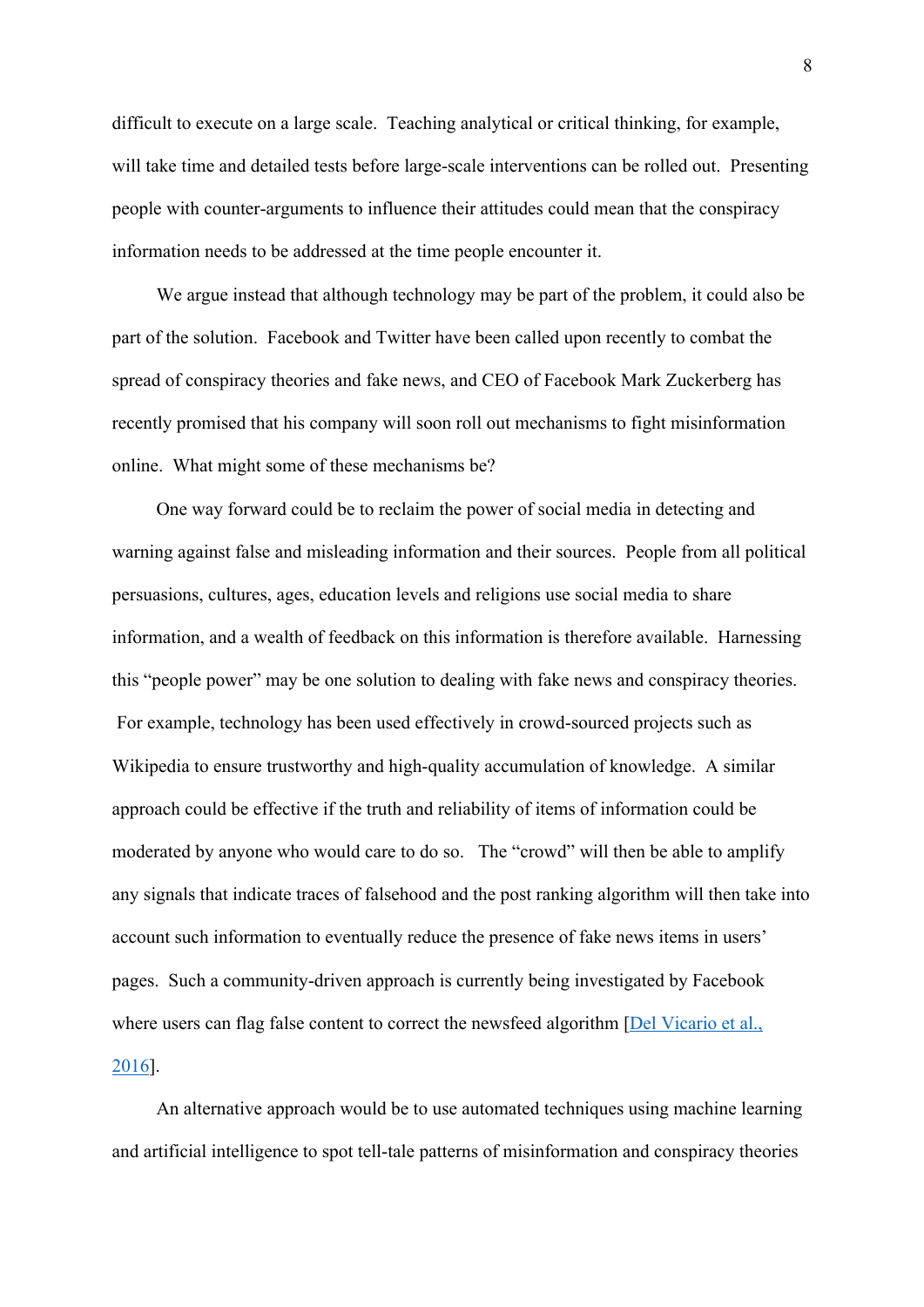difficult to execute on a large scale. Teaching analytical or critical thinking, for example, will take time and detailed tests before large-scale interventions can be rolled out. Presenting people with counter-arguments to influence their attitudes could mean that the conspiracy information needs to be addressed at the time people encounter it.

We argue instead that although technology may be part of the problem, it could also be part of the solution. Facebook and Twitter have been called upon recently to combat the spread of conspiracy theories and fake news, and CEO of Facebook Mark Zuckerberg has recently promised that his company will soon roll out mechanisms to fight misinformation online. What might some of these mechanisms be?

One way forward could be to reclaim the power of social media in detecting and warning against false and misleading information and their sources. People from all political persuasions, cultures, ages, education levels and religions use social media to share information, and a wealth of feedback on this information is therefore available. Harnessing this "people power" may be one solution to dealing with fake news and conspiracy theories. For example, technology has been used effectively in crowd-sourced projects such as Wikipedia to ensure trustworthy and high-quality accumulation of knowledge. A similar approach could be effective if the truth and reliability of items of information could be moderated by anyone who would care to do so. The "crowd" will then be able to amplify any signals that indicate traces of falsehood and the post ranking algorithm will then take into account such information to eventually reduce the presence of fake news items in users' pages. Such a community-driven approach is currently being investigated by Facebook where users can flag false content to correct the newsfeed algorithm [Del Vicario et al., 2016].

An alternative approach would be to use automated techniques using machine learning and artificial intelligence to spot tell-tale patterns of misinformation and conspiracy theories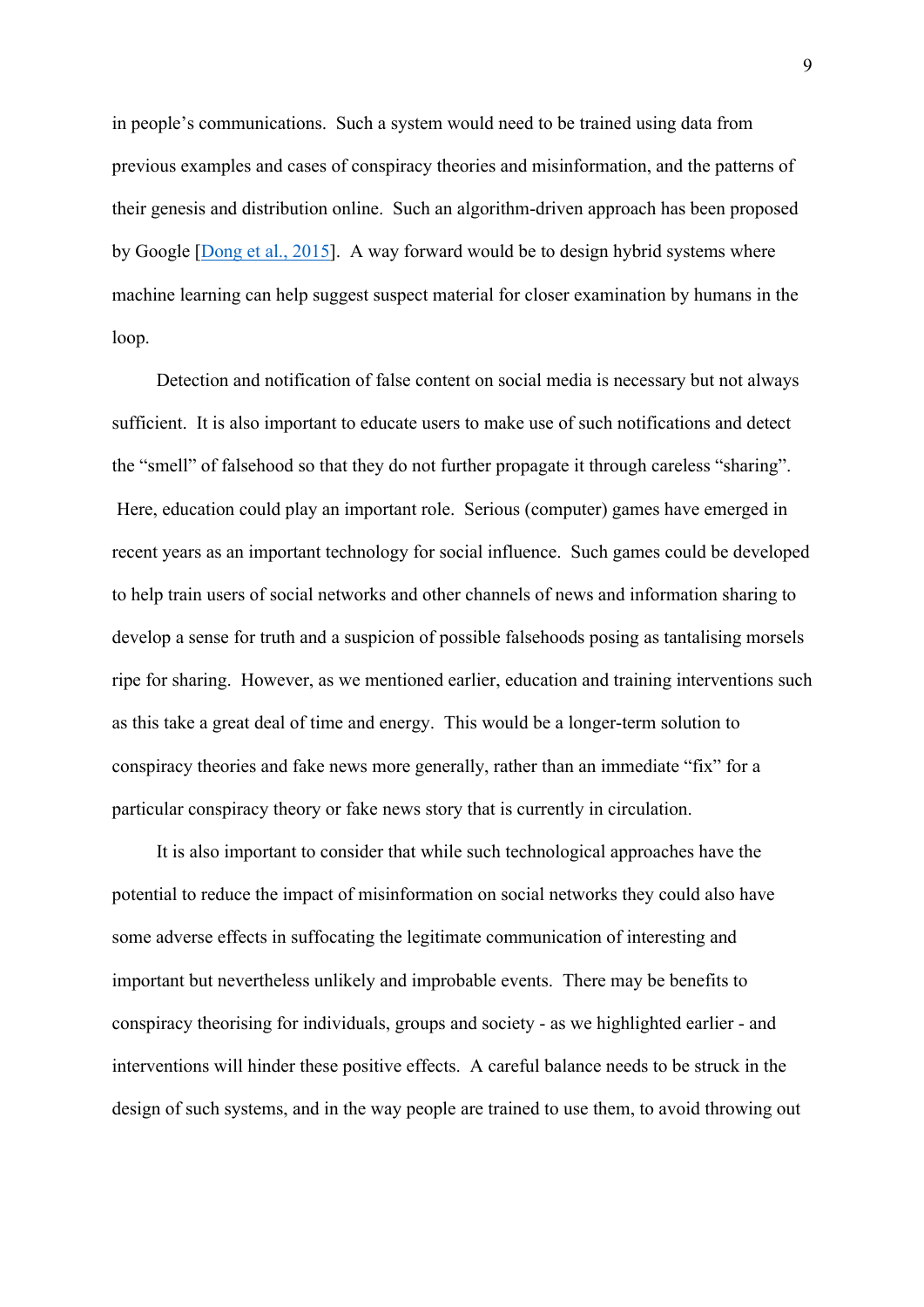in people's communications. Such a system would need to be trained using data from previous examples and cases of conspiracy theories and misinformation, and the patterns of their genesis and distribution online. Such an algorithm-driven approach has been proposed by Google [Dong et al., 2015]. A way forward would be to design hybrid systems where machine learning can help suggest suspect material for closer examination by humans in the loop.

Detection and notification of false content on social media is necessary but not always sufficient. It is also important to educate users to make use of such notifications and detect the "smell" of falsehood so that they do not further propagate it through careless "sharing". Here, education could play an important role. Serious (computer) games have emerged in recent years as an important technology for social influence. Such games could be developed to help train users of social networks and other channels of news and information sharing to develop a sense for truth and a suspicion of possible falsehoods posing as tantalising morsels ripe for sharing. However, as we mentioned earlier, education and training interventions such as this take a great deal of time and energy. This would be a longer-term solution to conspiracy theories and fake news more generally, rather than an immediate "fix" for a particular conspiracy theory or fake news story that is currently in circulation.

It is also important to consider that while such technological approaches have the potential to reduce the impact of misinformation on social networks they could also have some adverse effects in suffocating the legitimate communication of interesting and important but nevertheless unlikely and improbable events. There may be benefits to conspiracy theorising for individuals, groups and society - as we highlighted earlier - and interventions will hinder these positive effects. A careful balance needs to be struck in the design of such systems, and in the way people are trained to use them, to avoid throwing out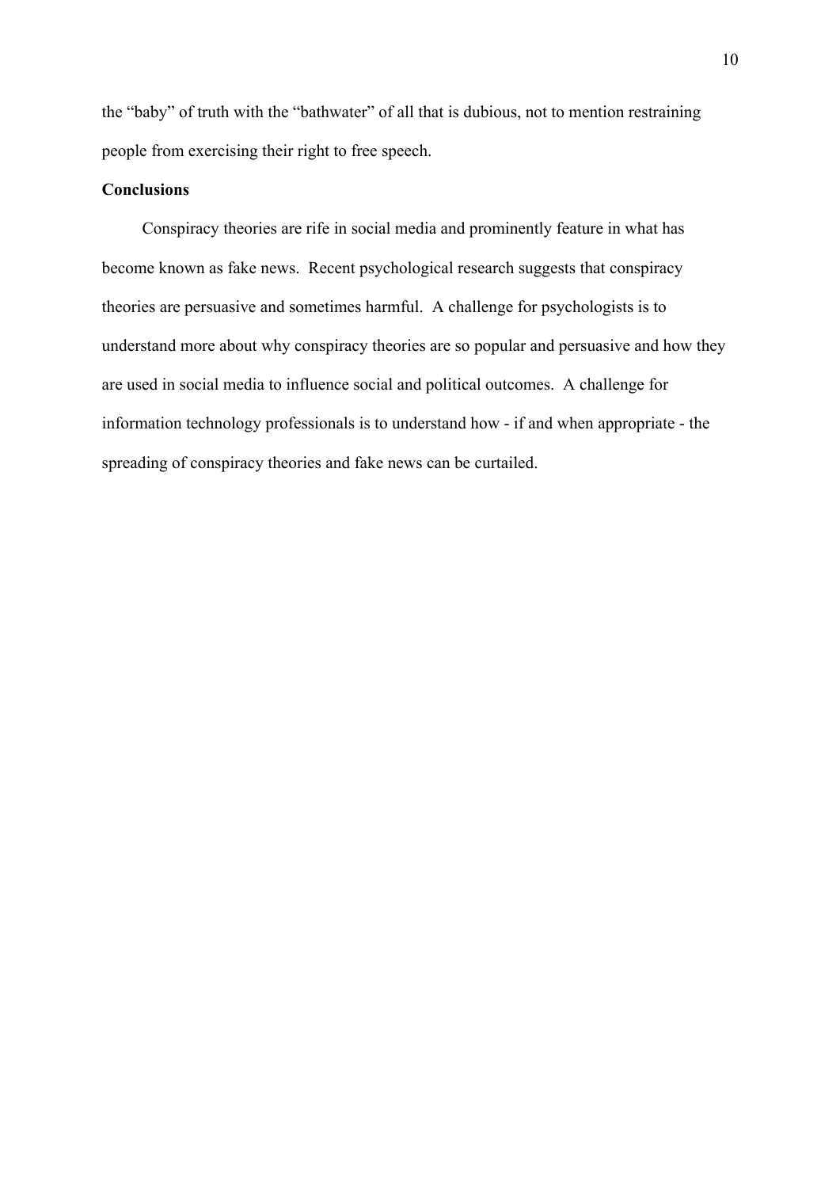the "baby" of truth with the "bathwater" of all that is dubious, not to mention restraining people from exercising their right to free speech.

## Conclusions

Conspiracy theories are rife in social media and prominently feature in what has become known as fake news. Recent psychological research suggests that conspiracy theories are persuasive and sometimes harmful. A challenge for psychologists is to understand more about why conspiracy theories are so popular and persuasive and how they are used in social media to influence social and political outcomes. A challenge for information technology professionals is to understand how - if and when appropriate - the spreading of conspiracy theories and fake news can be curtailed.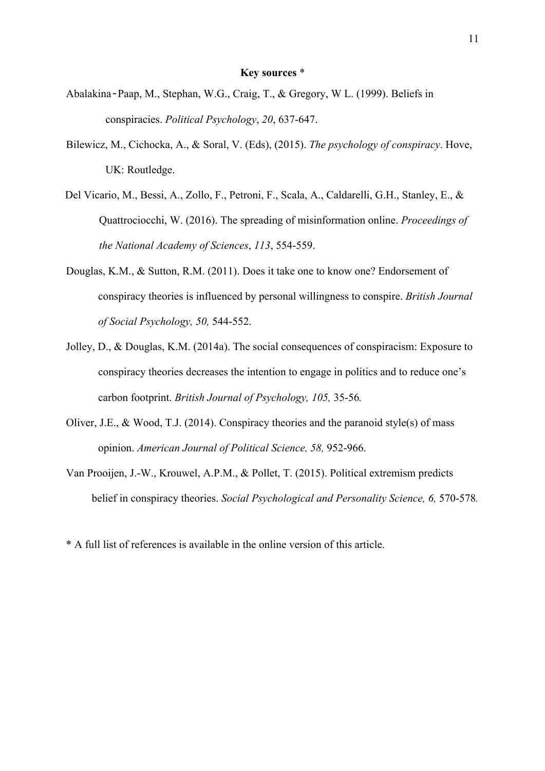**Key sources** *

Abalakina‐Paap, M., Stephan, W.G., Craig, T., & Gregory, W L. (1999). Beliefs in conspiracies. *Political Psychology*, *20*, 637-647.

Bilewicz, M., Cichocka, A., & Soral, V. (Eds), (2015). *The psychology of conspiracy*. Hove, UK: Routledge.

Del Vicario, M., Bessi, A., Zollo, F., Petroni, F., Scala, A., Caldarelli, G.H., Stanley, E., & Quattrociocchi, W. (2016). The spreading of misinformation online. *Proceedings of the National Academy of Sciences*, *113*, 554-559.

Douglas, K.M., & Sutton, R.M. (2011). Does it take one to know one? Endorsement of conspiracy theories is influenced by personal willingness to conspire. *British Journal of Social Psychology, 50,* 544-552.

Jolley, D., & Douglas, K.M. (2014a). The social consequences of conspiracism: Exposure to conspiracy theories decreases the intention to engage in politics and to reduce one's carbon footprint. *British Journal of Psychology, 105,* 35-56*.*

Oliver, J.E., & Wood, T.J. (2014). Conspiracy theories and the paranoid style(s) of mass opinion. *American Journal of Political Science, 58,* 952-966.

Van Prooijen, J.-W., Krouwel, A.P.M., & Pollet, T. (2015). Political extremism predicts belief in conspiracy theories. *Social Psychological and Personality Science, 6,* 570-578*.*

* A full list of references is available in the online version of this article.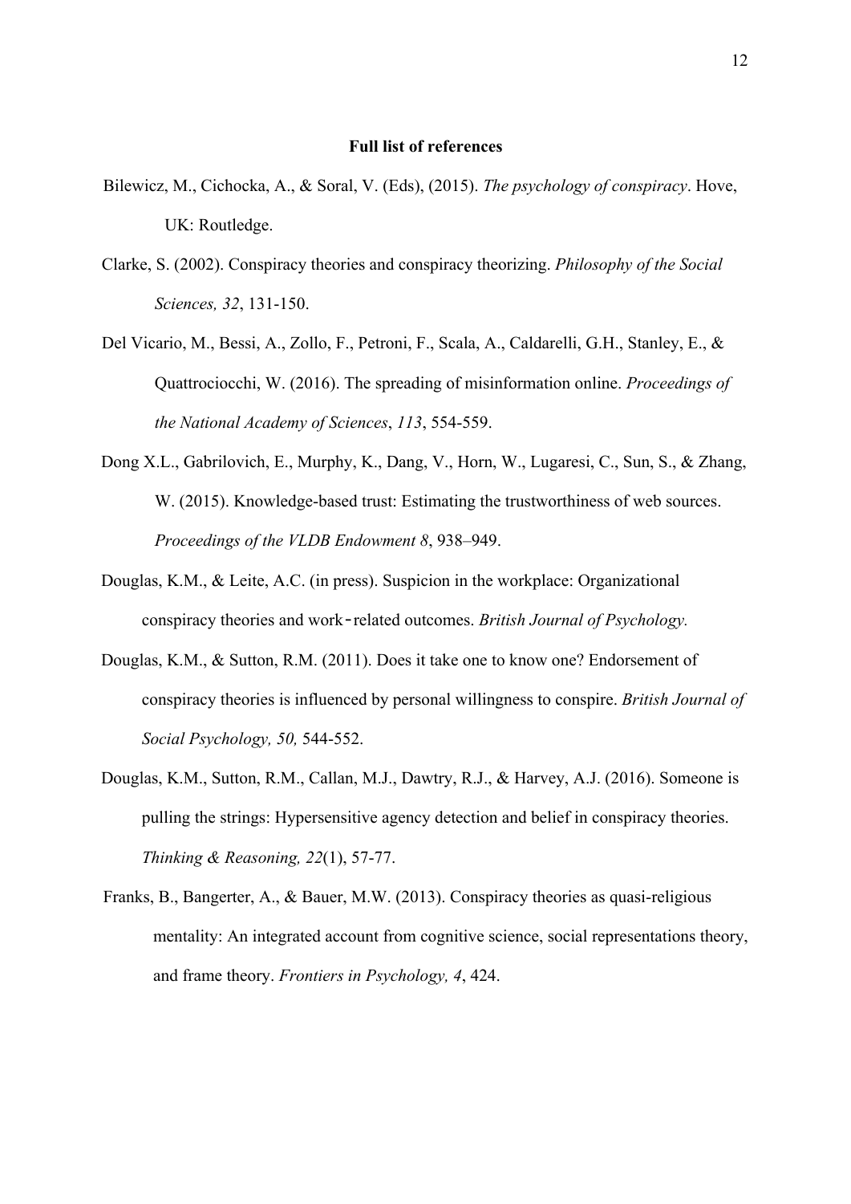**Full list of references**

Bilewicz, M., Cichocka, A., & Soral, V. (Eds), (2015). *The psychology of conspiracy*. Hove, UK: Routledge.

Clarke, S. (2002). Conspiracy theories and conspiracy theorizing. *Philosophy of the Social Sciences, 32*, 131-150.

Del Vicario, M., Bessi, A., Zollo, F., Petroni, F., Scala, A., Caldarelli, G.H., Stanley, E., & Quattrociocchi, W. (2016). The spreading of misinformation online. *Proceedings of the National Academy of Sciences*, *113*, 554-559.

Dong X.L., Gabrilovich, E., Murphy, K., Dang, V., Horn, W., Lugaresi, C., Sun, S., & Zhang, W. (2015). Knowledge-based trust: Estimating the trustworthiness of web sources. *Proceedings of the VLDB Endowment 8*, 938–949.

Douglas, K.M., & Leite, A.C. (in press). Suspicion in the workplace: Organizational conspiracy theories and work-related outcomes. *British Journal of Psychology.*

Douglas, K.M., & Sutton, R.M. (2011). Does it take one to know one? Endorsement of conspiracy theories is influenced by personal willingness to conspire. *British Journal of Social Psychology, 50,* 544-552.

Douglas, K.M., Sutton, R.M., Callan, M.J., Dawtry, R.J., & Harvey, A.J. (2016). Someone is pulling the strings: Hypersensitive agency detection and belief in conspiracy theories. *Thinking & Reasoning, 22*(1), 57-77.

Franks, B., Bangerter, A., & Bauer, M.W. (2013). Conspiracy theories as quasi-religious mentality: An integrated account from cognitive science, social representations theory, and frame theory. *Frontiers in Psychology, 4*, 424.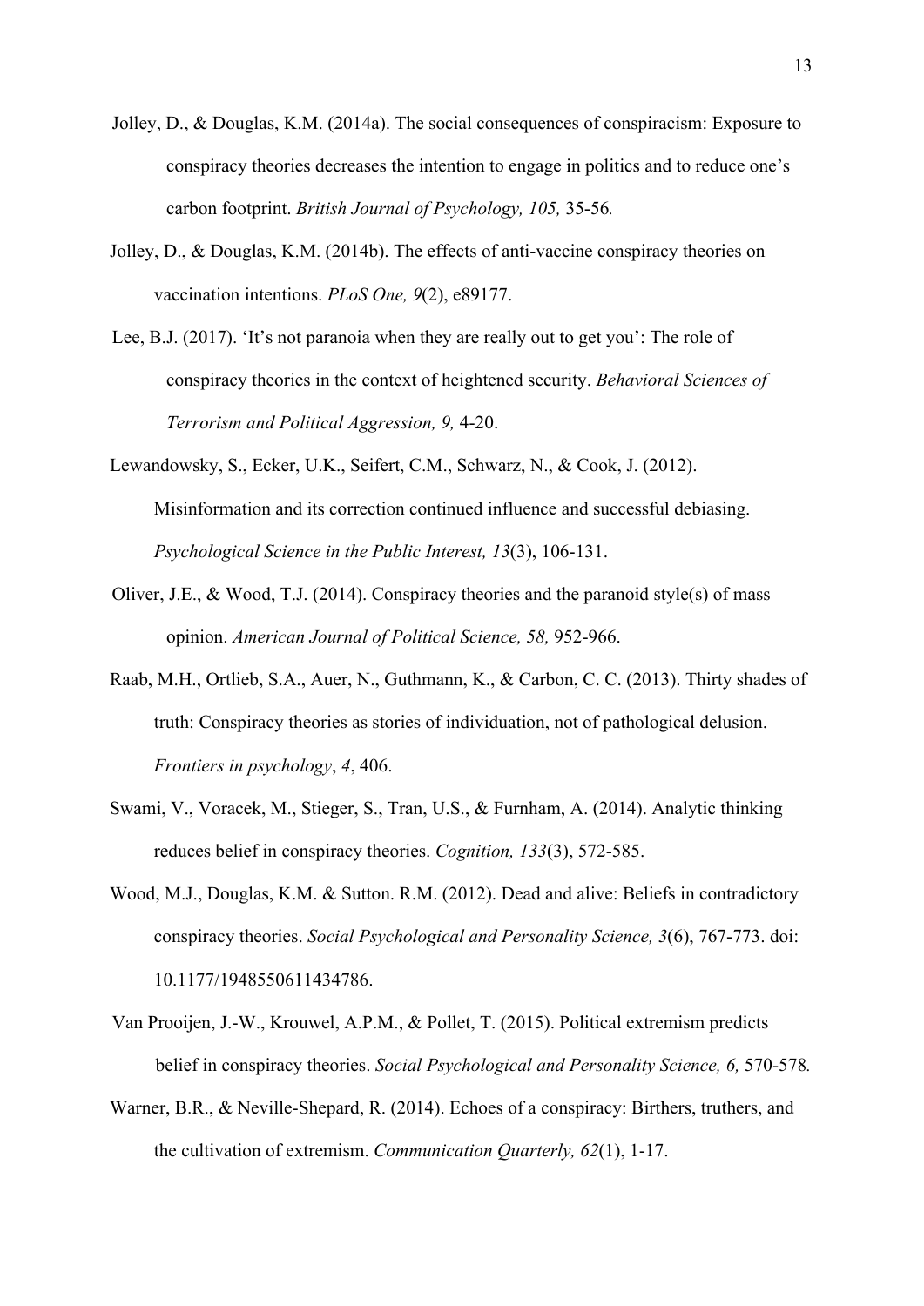Jolley, D., & Douglas, K.M. (2014a). The social consequences of conspiracism: Exposure to conspiracy theories decreases the intention to engage in politics and to reduce one's carbon footprint. *British Journal of Psychology, 105,* 35-56*.*

Jolley, D., & Douglas, K.M. (2014b). The effects of anti-vaccine conspiracy theories on vaccination intentions. *PLoS One, 9*(2), e89177.

Lee, B.J. (2017). 'It's not paranoia when they are really out to get you': The role of conspiracy theories in the context of heightened security. *Behavioral Sciences of Terrorism and Political Aggression, 9,* 4-20.

Lewandowsky, S., Ecker, U.K., Seifert, C.M., Schwarz, N., & Cook, J. (2012). Misinformation and its correction continued influence and successful debiasing. *Psychological Science in the Public Interest, 13*(3), 106-131.

Oliver, J.E., & Wood, T.J. (2014). Conspiracy theories and the paranoid style(s) of mass opinion. *American Journal of Political Science, 58,* 952-966.

Raab, M.H., Ortlieb, S.A., Auer, N., Guthmann, K., & Carbon, C. C. (2013). Thirty shades of truth: Conspiracy theories as stories of individuation, not of pathological delusion. *Frontiers in psychology*, *4*, 406.

Swami, V., Voracek, M., Stieger, S., Tran, U.S., & Furnham, A. (2014). Analytic thinking reduces belief in conspiracy theories. *Cognition, 133*(3), 572-585.

Wood, M.J., Douglas, K.M. & Sutton. R.M. (2012). Dead and alive: Beliefs in contradictory conspiracy theories. *Social Psychological and Personality Science, 3*(6), 767-773. doi: 10.1177/1948550611434786.

Van Prooijen, J.-W., Krouwel, A.P.M., & Pollet, T. (2015). Political extremism predicts belief in conspiracy theories. *Social Psychological and Personality Science, 6,* 570-578*.*

Warner, B.R., & Neville-Shepard, R. (2014). Echoes of a conspiracy: Birthers, truthers, and the cultivation of extremism. *Communication Quarterly, 62*(1), 1-17.